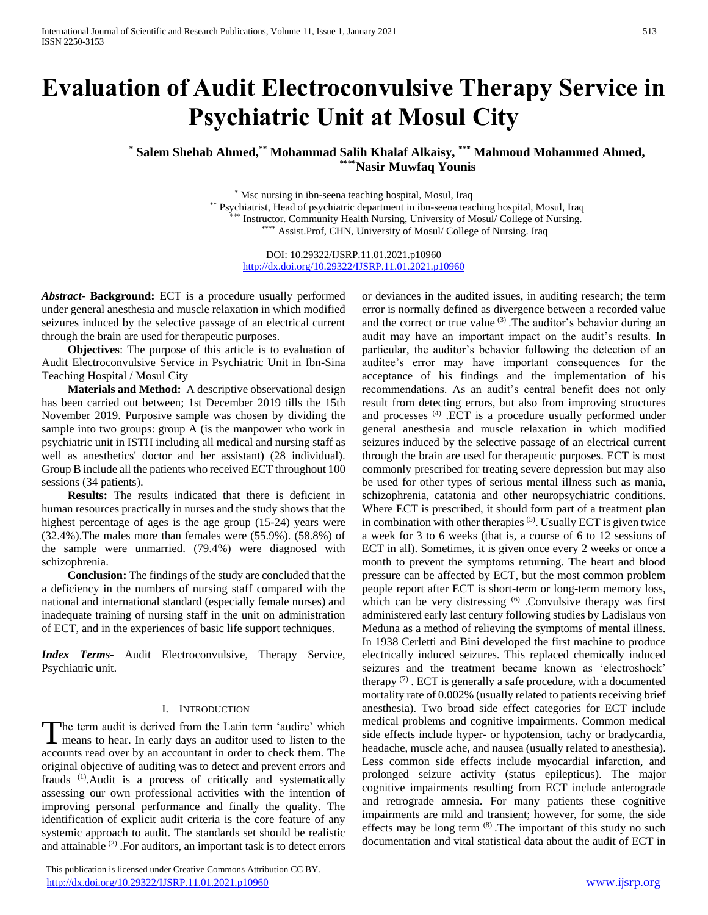# Evaluation of Audit Electroconvulsive Therapy Service in Psychiatric Unit at Mosul City

**[*] Salem Shehab Ahmed,[**] Mohammad Salih Khalaf Alkaisy, [***] Mahmoud Mohammed Ahmed, [****]Nasir Muwfaq Younis**

[*] Msc nursing in ibn-seena teaching hospital, Mosul, Iraq
[**] Psychiatrist, Head of psychiatric department in ibn-seena teaching hospital, Mosul, Iraq
[***] Instructor. Community Health Nursing, University of Mosul/ College of Nursing.
[****] Assist.Prof, CHN, University of Mosul/ College of Nursing. Iraq

DOI: 10.29322/IJSRP.11.01.2021.p10960
http://dx.doi.org/10.29322/IJSRP.11.01.2021.p10960

***Abstract*- Background:** ECT is a procedure usually performed under general anesthesia and muscle relaxation in which modified seizures induced by the selective passage of an electrical current through the brain are used for therapeutic purposes.

**Objectives**: The purpose of this article is to evaluation of Audit Electroconvulsive Service in Psychiatric Unit in Ibn-Sina Teaching Hospital / Mosul City

**Materials and Method:** A descriptive observational design has been carried out between; 1st December 2019 tills the 15th November 2019. Purposive sample was chosen by dividing the sample into two groups: group A (is the manpower who work in psychiatric unit in ISTH including all medical and nursing staff as well as anesthetics' doctor and her assistant) (28 individual). Group B include all the patients who received ECT throughout 100 sessions (34 patients).

**Results:** The results indicated that there is deficient in human resources practically in nurses and the study shows that the highest percentage of ages is the age group (15-24) years were (32.4%).The males more than females were (55.9%). (58.8%) of the sample were unmarried. (79.4%) were diagnosed with schizophrenia.

**Conclusion:** The findings of the study are concluded that the a deficiency in the numbers of nursing staff compared with the national and international standard (especially female nurses) and inadequate training of nursing staff in the unit on administration of ECT, and in the experiences of basic life support techniques.

***Index Terms*-** Audit Electroconvulsive, Therapy Service, Psychiatric unit.

## I. Introduction

The term audit is derived from the Latin term 'audire' which means to hear. In early days an auditor used to listen to the accounts read over by an accountant in order to check them. The original objective of auditing was to detect and prevent errors and frauds [1].Audit is a process of critically and systematically assessing our own professional activities with the intention of improving personal performance and finally the quality. The identification of explicit audit criteria is the core feature of any systemic approach to audit. The standards set should be realistic and attainable [2] .For auditors, an important task is to detect errors or deviances in the audited issues, in auditing research; the term error is normally defined as divergence between a recorded value and the correct or true value [3] .The auditor's behavior during an audit may have an important impact on the audit's results. In particular, the auditor's behavior following the detection of an auditee's error may have important consequences for the acceptance of his findings and the implementation of his recommendations. As an audit's central benefit does not only result from detecting errors, but also from improving structures and processes [4] .ECT is a procedure usually performed under general anesthesia and muscle relaxation in which modified seizures induced by the selective passage of an electrical current through the brain are used for therapeutic purposes. ECT is most commonly prescribed for treating severe depression but may also be used for other types of serious mental illness such as mania, schizophrenia, catatonia and other neuropsychiatric conditions. Where ECT is prescribed, it should form part of a treatment plan in combination with other therapies [5]. Usually ECT is given twice a week for 3 to 6 weeks (that is, a course of 6 to 12 sessions of ECT in all). Sometimes, it is given once every 2 weeks or once a month to prevent the symptoms returning. The heart and blood pressure can be affected by ECT, but the most common problem people report after ECT is short-term or long-term memory loss, which can be very distressing [6] .Convulsive therapy was first administered early last century following studies by Ladislaus von Meduna as a method of relieving the symptoms of mental illness. In 1938 Cerletti and Bini developed the first machine to produce electrically induced seizures. This replaced chemically induced seizures and the treatment became known as 'electroshock' therapy [7] . ECT is generally a safe procedure, with a documented mortality rate of 0.002% (usually related to patients receiving brief anesthesia). Two broad side effect categories for ECT include medical problems and cognitive impairments. Common medical side effects include hyper- or hypotension, tachy or bradycardia, headache, muscle ache, and nausea (usually related to anesthesia). Less common side effects include myocardial infarction, and prolonged seizure activity (status epilepticus). The major cognitive impairments resulting from ECT include anterograde and retrograde amnesia. For many patients these cognitive impairments are mild and transient; however, for some, the side effects may be long term [8] .The important of this study no such documentation and vital statistical data about the audit of ECT in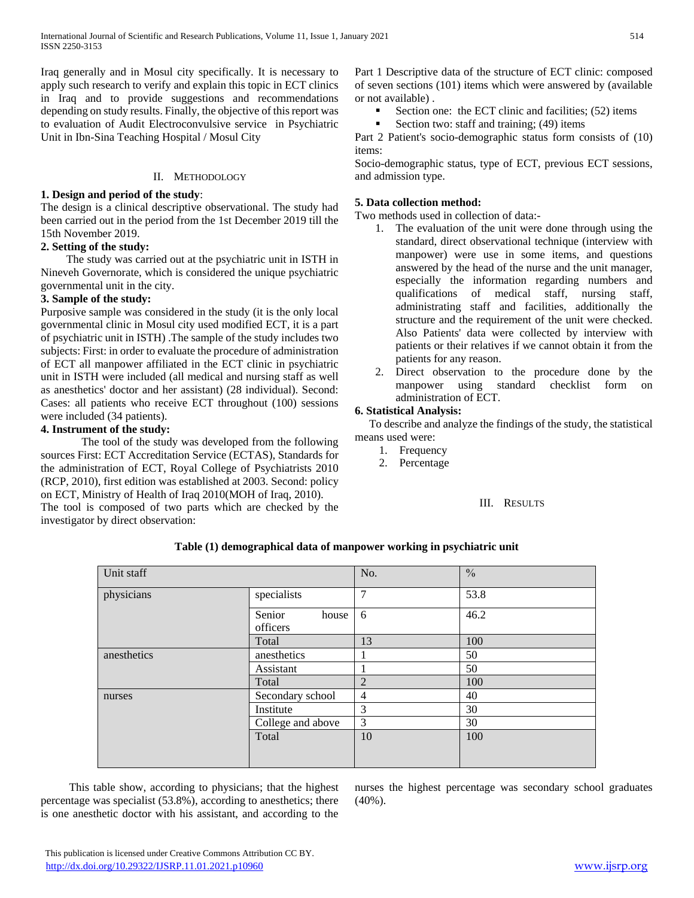Iraq generally and in Mosul city specifically. It is necessary to apply such research to verify and explain this topic in ECT clinics in Iraq and to provide suggestions and recommendations depending on study results. Finally, the objective of this report was to evaluation of Audit Electroconvulsive service in Psychiatric Unit in Ibn-Sina Teaching Hospital / Mosul City

## II. Methodology

**1. Design and period of the study**:
The design is a clinical descriptive observational. The study had been carried out in the period from the 1st December 2019 till the 15th November 2019.

**2. Setting of the study:**
The study was carried out at the psychiatric unit in ISTH in Nineveh Governorate, which is considered the unique psychiatric governmental unit in the city.

**3. Sample of the study:**
Purposive sample was considered in the study (it is the only local governmental clinic in Mosul city used modified ECT, it is a part of psychiatric unit in ISTH) .The sample of the study includes two subjects: First: in order to evaluate the procedure of administration of ECT all manpower affiliated in the ECT clinic in psychiatric unit in ISTH were included (all medical and nursing staff as well as anesthetics' doctor and her assistant) (28 individual). Second: Cases: all patients who receive ECT throughout (100) sessions were included (34 patients).

**4. Instrument of the study:**
The tool of the study was developed from the following sources First: ECT Accreditation Service (ECTAS), Standards for the administration of ECT, Royal College of Psychiatrists 2010 (RCP, 2010), first edition was established at 2003. Second: policy on ECT, Ministry of Health of Iraq 2010(MOH of Iraq, 2010).
The tool is composed of two parts which are checked by the investigator by direct observation:

Part 1 Descriptive data of the structure of ECT clinic: composed of seven sections (101) items which were answered by (available or not available) .

- Section one: the ECT clinic and facilities; (52) items
- Section two: staff and training; (49) items

Part 2 Patient's socio-demographic status form consists of (10) items:
Socio-demographic status, type of ECT, previous ECT sessions, and admission type.

**5. Data collection method:**
Two methods used in collection of data:-

1. The evaluation of the unit were done through using the standard, direct observational technique (interview with manpower) were use in some items, and questions answered by the head of the nurse and the unit manager, especially the information regarding numbers and qualifications of medical staff, nursing staff, administrating staff and facilities, additionally the structure and the requirement of the unit were checked. Also Patients' data were collected by interview with patients or their relatives if we cannot obtain it from the patients for any reason.
2. Direct observation to the procedure done by the manpower using standard checklist form on administration of ECT.

**6. Statistical Analysis:**
To describe and analyze the findings of the study, the statistical means used were:

1. Frequency
2. Percentage

## III. Results

**Table (1) demographical data of manpower working in psychiatric unit**

| Unit staff | | No. | % |
|---|---|---|---|
| physicians | specialists | 7 | 53.8 |
| | Senior house officers | 6 | 46.2 |
| | Total | 13 | 100 |
| anesthetics | anesthetics | 1 | 50 |
| | Assistant | 1 | 50 |
| | Total | 2 | 100 |
| nurses | Secondary school | 4 | 40 |
| | Institute | 3 | 30 |
| | College and above | 3 | 30 |
| | Total | 10 | 100 |

This table show, according to physicians; that the highest percentage was specialist (53.8%), according to anesthetics; there is one anesthetic doctor with his assistant, and according to the nurses the highest percentage was secondary school graduates (40%).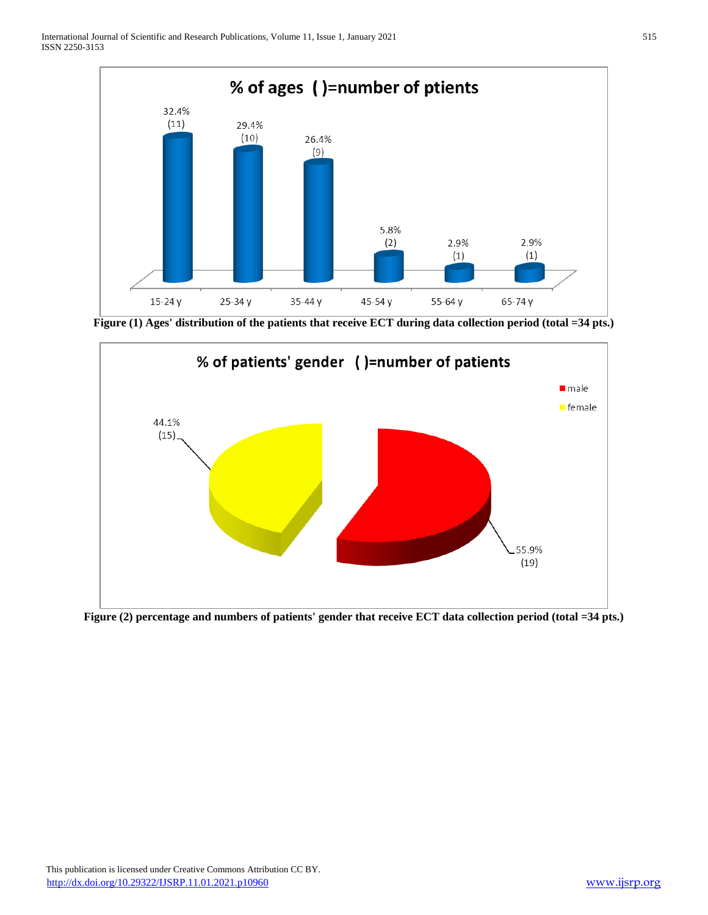**% of ages ( )=number of ptients**

| Age | % | (n) |
|---|---|---|
| 15-24 y | 32.4% | (11) |
| 25-34 y | 29.4% | (10) |
| 35-44 y | 26.4% | (9) |
| 45-54 y | 5.8% | (2) |
| 55-64 y | 2.9% | (1) |
| 65-74 y | 2.9% | (1) |

**Figure (1) Ages' distribution of the patients that receive ECT during data collection period (total =34 pts.)**

**% of patients' gender ( )=number of patients**

| Gender | % | (n) |
|---|---|---|
| male | 55.9% | (19) |
| female | 44.1% | (15) |

**Figure (2) percentage and numbers of patients' gender that receive ECT data collection period (total =34 pts.)**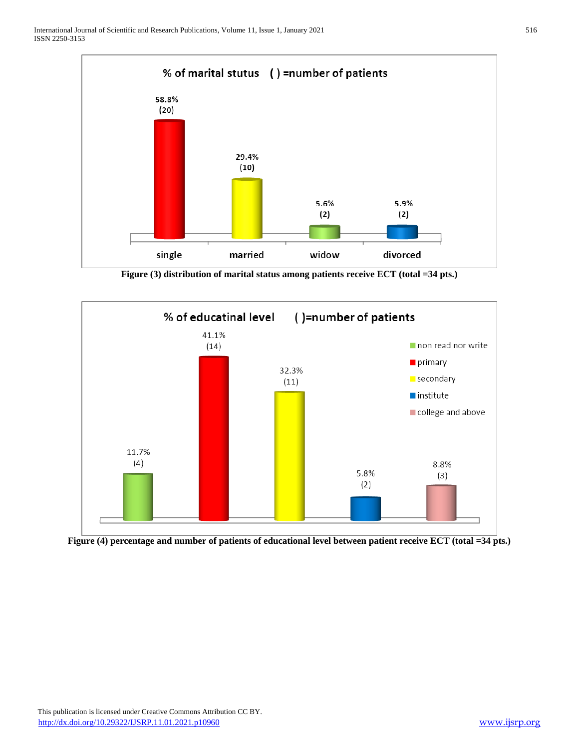Figure (3) distribution of marital status among patients receive ECT (total =34 pts.)

Figure (4) percentage and number of patients of educational level between patient receive ECT (total =34 pts.)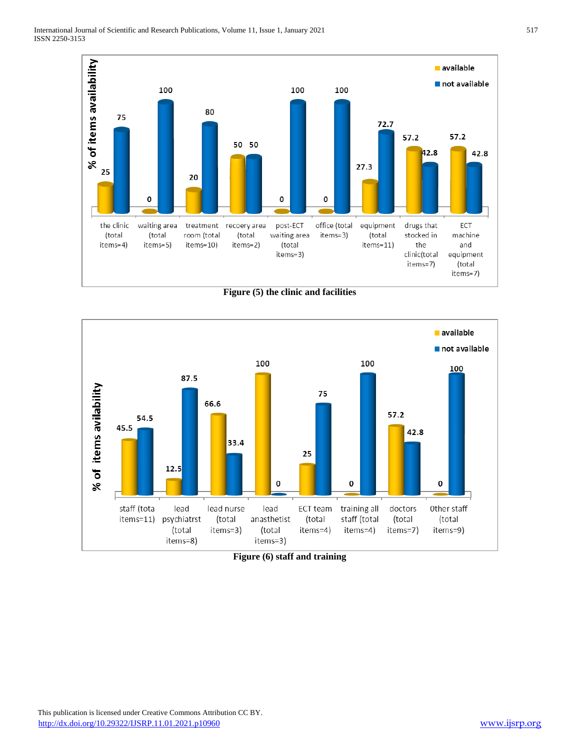% of items availability

| Item | available | not available |
|---|---|---|
| the clinic (total items=4) | 25 | 75 |
| waiting area (total items=5) | 0 | 100 |
| treatment room (total items=10) | 20 | 80 |
| recoery area (total items=2) | 50 | 50 |
| post-ECT waiting area (total items=3) | 0 | 100 |
| office (total items=3) | 0 | 100 |
| equipment (total items=11) | 27.3 | 72.7 |
| drugs that stocked in the clinic(total items=7) | 57.2 | 42.8 |
| ECT machine and equipment (total items=7) | 57.2 | 42.8 |

**Figure (5) the clinic and facilities**

% of items avilability

| Item | available | not available |
|---|---|---|
| staff (tota items=11) | 45.5 | 54.5 |
| lead psychiatrst (total items=8) | 12.5 | 87.5 |
| lead nurse (total items=3) | 66.6 | 33.4 |
| lead anasthetist (total items=3) | 100 | 0 |
| ECT team (total items=4) | 25 | 75 |
| training all staff (total items=4) | 0 | 100 |
| doctors (total items=7) | 57.2 | 42.8 |
| 0ther staff (total items=9) | 0 | 100 |

**Figure (6) staff and training**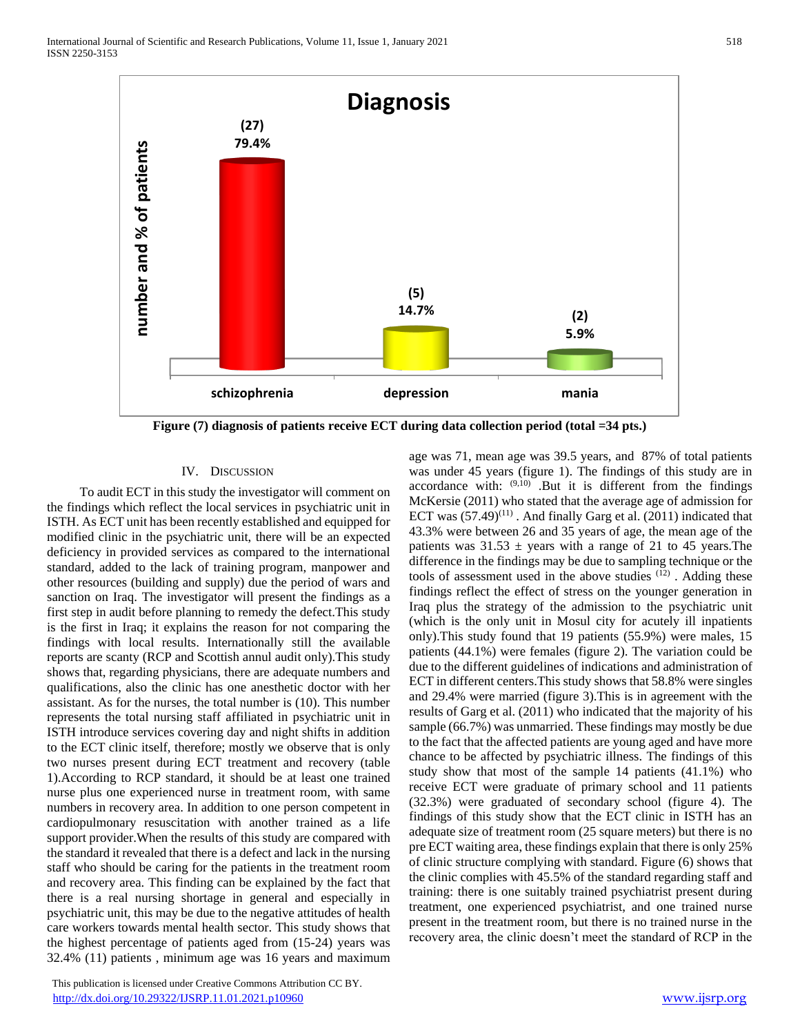**Diagnosis**

| Diagnosis | Number | % |
|---|---|---|
| schizophrenia | (27) | 79.4% |
| depression | (5) | 14.7% |
| mania | (2) | 5.9% |

**Figure (7) diagnosis of patients receive ECT during data collection period (total =34 pts.)**

## IV. Discussion

To audit ECT in this study the investigator will comment on the findings which reflect the local services in psychiatric unit in ISTH. As ECT unit has been recently established and equipped for modified clinic in the psychiatric unit, there will be an expected deficiency in provided services as compared to the international standard, added to the lack of training program, manpower and other resources (building and supply) due the period of wars and sanction on Iraq. The investigator will present the findings as a first step in audit before planning to remedy the defect.This study is the first in Iraq; it explains the reason for not comparing the findings with local results. Internationally still the available reports are scanty (RCP and Scottish annul audit only).This study shows that, regarding physicians, there are adequate numbers and qualifications, also the clinic has one anesthetic doctor with her assistant. As for the nurses, the total number is (10). This number represents the total nursing staff affiliated in psychiatric unit in ISTH introduce services covering day and night shifts in addition to the ECT clinic itself, therefore; mostly we observe that is only two nurses present during ECT treatment and recovery (table 1).According to RCP standard, it should be at least one trained nurse plus one experienced nurse in treatment room, with same numbers in recovery area. In addition to one person competent in cardiopulmonary resuscitation with another trained as a life support provider.When the results of this study are compared with the standard it revealed that there is a defect and lack in the nursing staff who should be caring for the patients in the treatment room and recovery area. This finding can be explained by the fact that there is a real nursing shortage in general and especially in psychiatric unit, this may be due to the negative attitudes of health care workers towards mental health sector. This study shows that the highest percentage of patients aged from (15-24) years was 32.4% (11) patients , minimum age was 16 years and maximum age was 71, mean age was 39.5 years, and 87% of total patients was under 45 years (figure 1). The findings of this study are in accordance with: [9,10] .But it is different from the findings McKersie (2011) who stated that the average age of admission for ECT was (57.49)[11] . And finally Garg et al. (2011) indicated that 43.3% were between 26 and 35 years of age, the mean age of the patients was 31.53 ± years with a range of 21 to 45 years.The difference in the findings may be due to sampling technique or the tools of assessment used in the above studies [12] . Adding these findings reflect the effect of stress on the younger generation in Iraq plus the strategy of the admission to the psychiatric unit (which is the only unit in Mosul city for acutely ill inpatients only).This study found that 19 patients (55.9%) were males, 15 patients (44.1%) were females (figure 2). The variation could be due to the different guidelines of indications and administration of ECT in different centers.This study shows that 58.8% were singles and 29.4% were married (figure 3).This is in agreement with the results of Garg et al. (2011) who indicated that the majority of his sample (66.7%) was unmarried. These findings may mostly be due to the fact that the affected patients are young aged and have more chance to be affected by psychiatric illness. The findings of this study show that most of the sample 14 patients (41.1%) who receive ECT were graduate of primary school and 11 patients (32.3%) were graduated of secondary school (figure 4). The findings of this study show that the ECT clinic in ISTH has an adequate size of treatment room (25 square meters) but there is no pre ECT waiting area, these findings explain that there is only 25% of clinic structure complying with standard. Figure (6) shows that the clinic complies with 45.5% of the standard regarding staff and training: there is one suitably trained psychiatrist present during treatment, one experienced psychiatrist, and one trained nurse present in the treatment room, but there is no trained nurse in the recovery area, the clinic doesn't meet the standard of RCP in the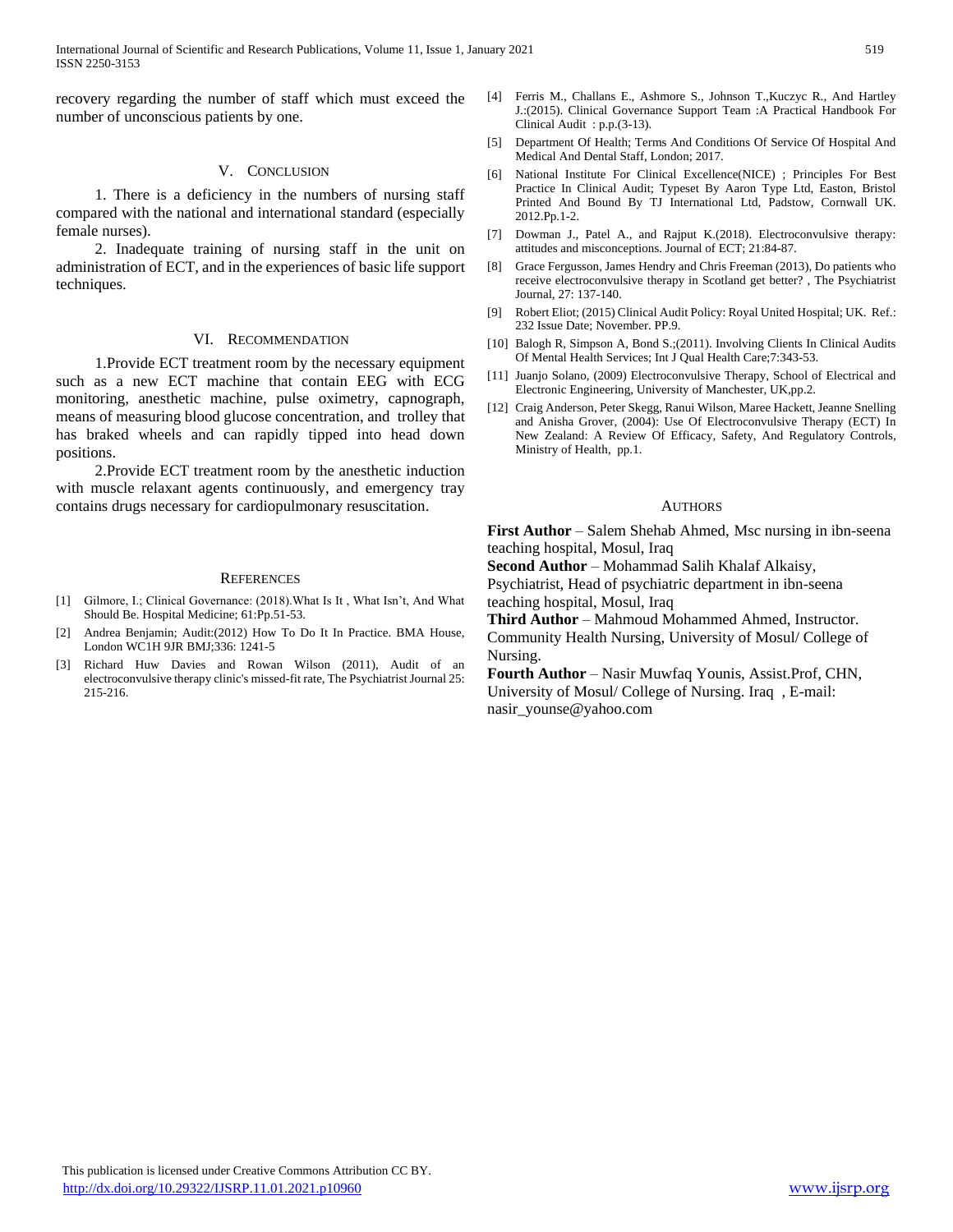recovery regarding the number of staff which must exceed the number of unconscious patients by one.

## V. Conclusion

1. There is a deficiency in the numbers of nursing staff compared with the national and international standard (especially female nurses).

2. Inadequate training of nursing staff in the unit on administration of ECT, and in the experiences of basic life support techniques.

## VI. Recommendation

1.Provide ECT treatment room by the necessary equipment such as a new ECT machine that contain EEG with ECG monitoring, anesthetic machine, pulse oximetry, capnograph, means of measuring blood glucose concentration, and trolley that has braked wheels and can rapidly tipped into head down positions.

2.Provide ECT treatment room by the anesthetic induction with muscle relaxant agents continuously, and emergency tray contains drugs necessary for cardiopulmonary resuscitation.

## References

[1] Gilmore, I.; Clinical Governance: (2018).What Is It , What Isn't, And What Should Be. Hospital Medicine; 61:Pp.51-53.

[2] Andrea Benjamin; Audit:(2012) How To Do It In Practice. BMA House, London WC1H 9JR BMJ;336: 1241-5

[3] Richard Huw Davies and Rowan Wilson (2011), Audit of an electroconvulsive therapy clinic's missed-fit rate, The Psychiatrist Journal 25: 215-216.

[4] Ferris M., Challans E., Ashmore S., Johnson T.,Kuczyc R., And Hartley J.:(2015). Clinical Governance Support Team :A Practical Handbook For Clinical Audit : p.p.(3-13).

[5] Department Of Health; Terms And Conditions Of Service Of Hospital And Medical And Dental Staff, London; 2017.

[6] National Institute For Clinical Excellence(NICE) ; Principles For Best Practice In Clinical Audit; Typeset By Aaron Type Ltd, Easton, Bristol Printed And Bound By TJ International Ltd, Padstow, Cornwall UK. 2012.Pp.1-2.

[7] Dowman J., Patel A., and Rajput K.(2018). Electroconvulsive therapy: attitudes and misconceptions. Journal of ECT; 21:84-87.

[8] Grace Fergusson, James Hendry and Chris Freeman (2013), Do patients who receive electroconvulsive therapy in Scotland get better? , The Psychiatrist Journal, 27: 137-140.

[9] Robert Eliot; (2015) Clinical Audit Policy: Royal United Hospital; UK. Ref.: 232 Issue Date; November. PP.9.

[10] Balogh R, Simpson A, Bond S.;(2011). Involving Clients In Clinical Audits Of Mental Health Services; Int J Qual Health Care;7:343-53.

[11] Juanjo Solano, (2009) Electroconvulsive Therapy, School of Electrical and Electronic Engineering, University of Manchester, UK,pp.2.

[12] Craig Anderson, Peter Skegg, Ranui Wilson, Maree Hackett, Jeanne Snelling and Anisha Grover, (2004): Use Of Electroconvulsive Therapy (ECT) In New Zealand: A Review Of Efficacy, Safety, And Regulatory Controls, Ministry of Health, pp.1.

## Authors

**First Author** – Salem Shehab Ahmed, Msc nursing in ibn-seena teaching hospital, Mosul, Iraq

**Second Author** – Mohammad Salih Khalaf Alkaisy, Psychiatrist, Head of psychiatric department in ibn-seena teaching hospital, Mosul, Iraq

**Third Author** – Mahmoud Mohammed Ahmed, Instructor. Community Health Nursing, University of Mosul/ College of Nursing.

**Fourth Author** – Nasir Muwfaq Younis, Assist.Prof, CHN, University of Mosul/ College of Nursing. Iraq , E-mail: nasir_younse@yahoo.com